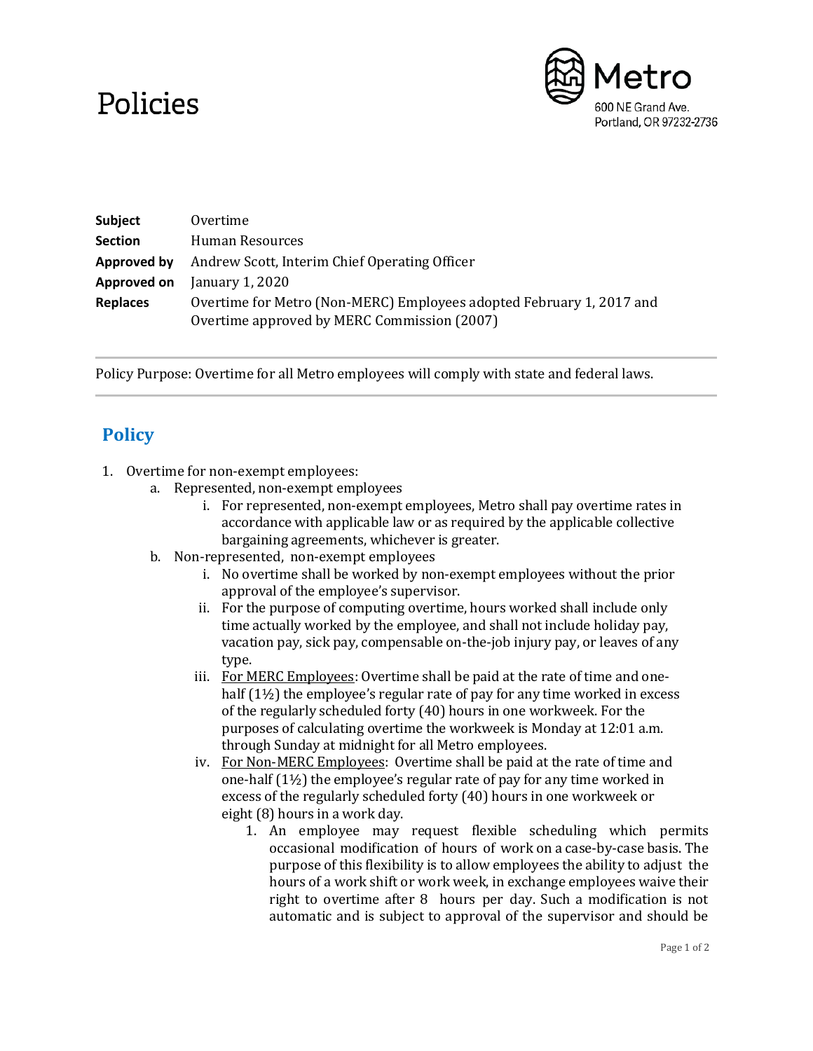# Policies

Metro
600 NE Grand Ave.
Portland, OR 97232-2736

| | |
|---|---|
| **Subject** | Overtime |
| **Section** | Human Resources |
| **Approved by** | Andrew Scott, Interim Chief Operating Officer |
| **Approved on** | January 1, 2020 |
| **Replaces** | Overtime for Metro (Non-MERC) Employees adopted February 1, 2017 and Overtime approved by MERC Commission (2007) |

Policy Purpose: Overtime for all Metro employees will comply with state and federal laws.

## Policy

1. Overtime for non-exempt employees:
   a. Represented, non-exempt employees
      i. For represented, non-exempt employees, Metro shall pay overtime rates in accordance with applicable law or as required by the applicable collective bargaining agreements, whichever is greater.
   b. Non-represented, non-exempt employees
      i. No overtime shall be worked by non-exempt employees without the prior approval of the employee's supervisor.
      ii. For the purpose of computing overtime, hours worked shall include only time actually worked by the employee, and shall not include holiday pay, vacation pay, sick pay, compensable on-the-job injury pay, or leaves of any type.
      iii. <u>For MERC Employees</u>: Overtime shall be paid at the rate of time and one-half (1½) the employee's regular rate of pay for any time worked in excess of the regularly scheduled forty (40) hours in one workweek. For the purposes of calculating overtime the workweek is Monday at 12:01 a.m. through Sunday at midnight for all Metro employees.
      iv. <u>For Non-MERC Employees</u>: Overtime shall be paid at the rate of time and one-half (1½) the employee's regular rate of pay for any time worked in excess of the regularly scheduled forty (40) hours in one workweek or eight (8) hours in a work day.
         1. An employee may request flexible scheduling which permits occasional modification of hours of work on a case-by-case basis. The purpose of this flexibility is to allow employees the ability to adjust the hours of a work shift or work week, in exchange employees waive their right to overtime after 8 hours per day. Such a modification is not automatic and is subject to approval of the supervisor and should be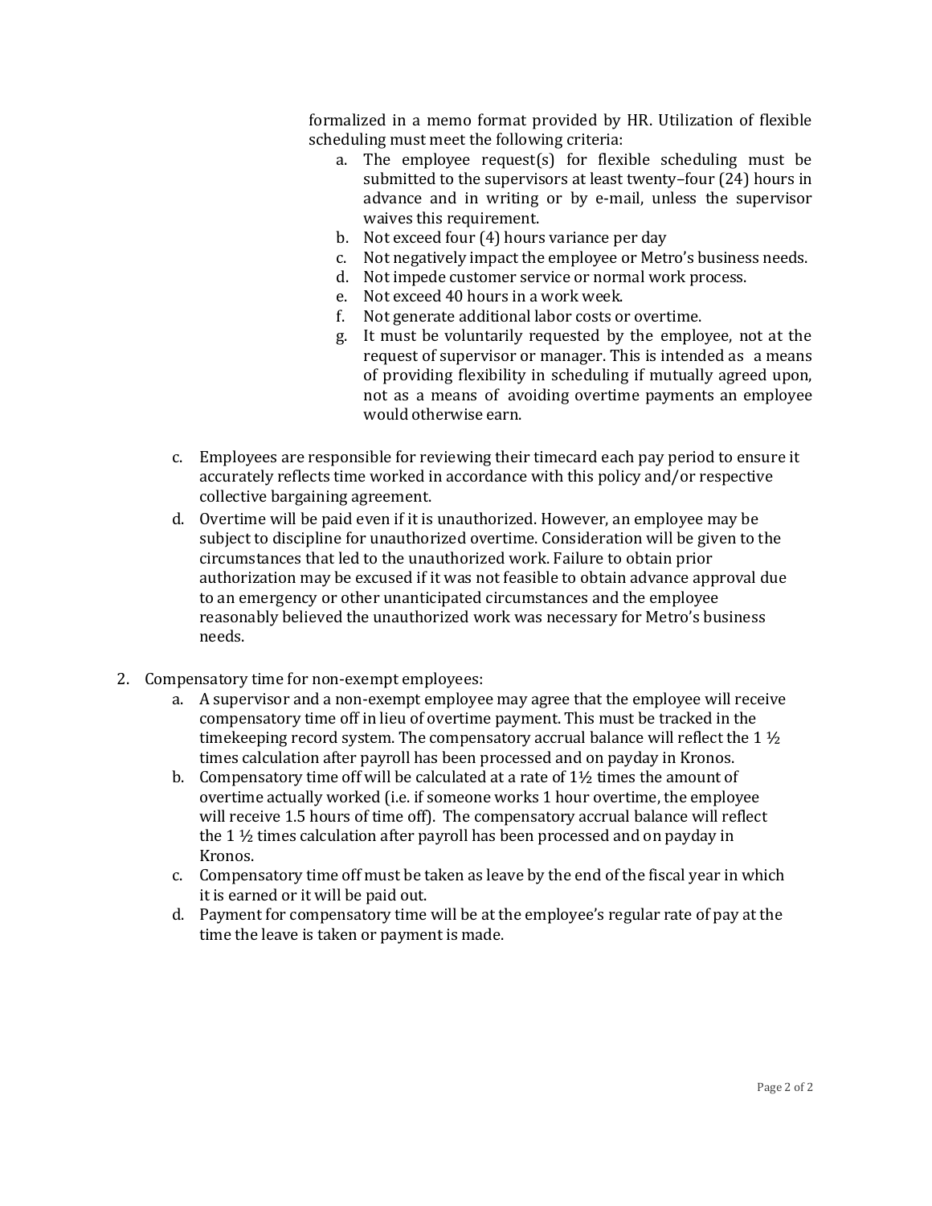formalized in a memo format provided by HR. Utilization of flexible scheduling must meet the following criteria:

   a. The employee request(s) for flexible scheduling must be submitted to the supervisors at least twenty–four (24) hours in advance and in writing or by e-mail, unless the supervisor waives this requirement.
   b. Not exceed four (4) hours variance per day
   c. Not negatively impact the employee or Metro's business needs.
   d. Not impede customer service or normal work process.
   e. Not exceed 40 hours in a work week.
   f. Not generate additional labor costs or overtime.
   g. It must be voluntarily requested by the employee, not at the request of supervisor or manager. This is intended as a means of providing flexibility in scheduling if mutually agreed upon, not as a means of avoiding overtime payments an employee would otherwise earn.

c. Employees are responsible for reviewing their timecard each pay period to ensure it accurately reflects time worked in accordance with this policy and/or respective collective bargaining agreement.

d. Overtime will be paid even if it is unauthorized. However, an employee may be subject to discipline for unauthorized overtime. Consideration will be given to the circumstances that led to the unauthorized work. Failure to obtain prior authorization may be excused if it was not feasible to obtain advance approval due to an emergency or other unanticipated circumstances and the employee reasonably believed the unauthorized work was necessary for Metro's business needs.

2. Compensatory time for non-exempt employees:
   a. A supervisor and a non-exempt employee may agree that the employee will receive compensatory time off in lieu of overtime payment. This must be tracked in the timekeeping record system. The compensatory accrual balance will reflect the 1 ½ times calculation after payroll has been processed and on payday in Kronos.
   b. Compensatory time off will be calculated at a rate of 1½ times the amount of overtime actually worked (i.e. if someone works 1 hour overtime, the employee will receive 1.5 hours of time off). The compensatory accrual balance will reflect the 1 ½ times calculation after payroll has been processed and on payday in Kronos.
   c. Compensatory time off must be taken as leave by the end of the fiscal year in which it is earned or it will be paid out.
   d. Payment for compensatory time will be at the employee's regular rate of pay at the time the leave is taken or payment is made.